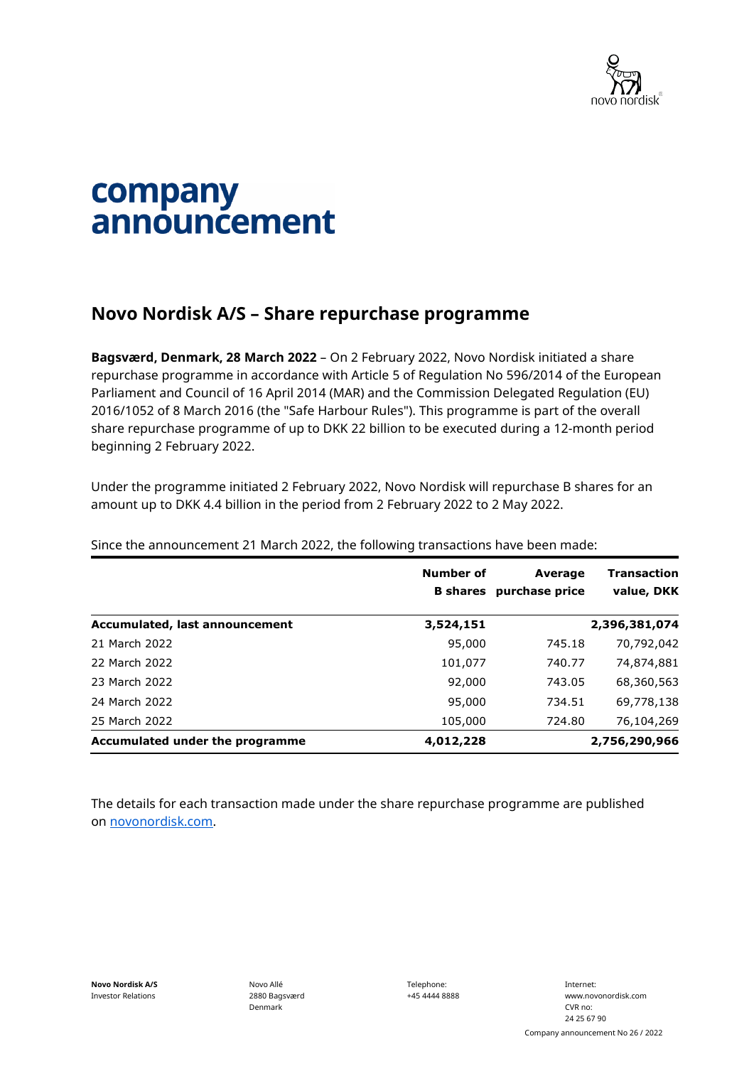# company announcement

## Novo Nordisk A/S – Share repurchase programme

**Bagsværd, Denmark, 28 March 2022** – On 2 February 2022, Novo Nordisk initiated a share repurchase programme in accordance with Article 5 of Regulation No 596/2014 of the European Parliament and Council of 16 April 2014 (MAR) and the Commission Delegated Regulation (EU) 2016/1052 of 8 March 2016 (the "Safe Harbour Rules"). This programme is part of the overall share repurchase programme of up to DKK 22 billion to be executed during a 12-month period beginning 2 February 2022.

Under the programme initiated 2 February 2022, Novo Nordisk will repurchase B shares for an amount up to DKK 4.4 billion in the period from 2 February 2022 to 2 May 2022.

Since the announcement 21 March 2022, the following transactions have been made:

| | Number of B shares | Average purchase price | Transaction value, DKK |
|---|---|---|---|
| **Accumulated, last announcement** | **3,524,151** | | **2,396,381,074** |
| 21 March 2022 | 95,000 | 745.18 | 70,792,042 |
| 22 March 2022 | 101,077 | 740.77 | 74,874,881 |
| 23 March 2022 | 92,000 | 743.05 | 68,360,563 |
| 24 March 2022 | 95,000 | 734.51 | 69,778,138 |
| 25 March 2022 | 105,000 | 724.80 | 76,104,269 |
| **Accumulated under the programme** | **4,012,228** | | **2,756,290,966** |

The details for each transaction made under the share repurchase programme are published on novonordisk.com.

**Novo Nordisk A/S**
Investor Relations

Novo Allé
2880 Bagsværd
Denmark

Telephone:
+45 4444 8888

Internet:
www.novonordisk.com
CVR no:
24 25 67 90

Company announcement No 26 / 2022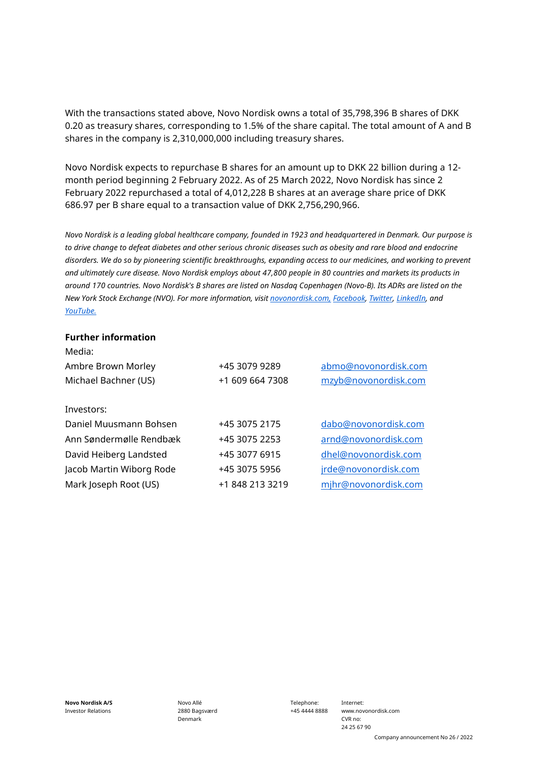With the transactions stated above, Novo Nordisk owns a total of 35,798,396 B shares of DKK 0.20 as treasury shares, corresponding to 1.5% of the share capital. The total amount of A and B shares in the company is 2,310,000,000 including treasury shares.

Novo Nordisk expects to repurchase B shares for an amount up to DKK 22 billion during a 12-month period beginning 2 February 2022. As of 25 March 2022, Novo Nordisk has since 2 February 2022 repurchased a total of 4,012,228 B shares at an average share price of DKK 686.97 per B share equal to a transaction value of DKK 2,756,290,966.

*Novo Nordisk is a leading global healthcare company, founded in 1923 and headquartered in Denmark. Our purpose is to drive change to defeat diabetes and other serious chronic diseases such as obesity and rare blood and endocrine disorders. We do so by pioneering scientific breakthroughs, expanding access to our medicines, and working to prevent and ultimately cure disease. Novo Nordisk employs about 47,800 people in 80 countries and markets its products in around 170 countries. Novo Nordisk's B shares are listed on Nasdaq Copenhagen (Novo-B). Its ADRs are listed on the New York Stock Exchange (NVO). For more information, visit novonordisk.com, Facebook, Twitter, LinkedIn, and YouTube.*

**Further information**

| | | |
|---|---|---|
| Media: | | |
| Ambre Brown Morley | +45 3079 9289 | abmo@novonordisk.com |
| Michael Bachner (US) | +1 609 664 7308 | mzyb@novonordisk.com |
| | | |
| Investors: | | |
| Daniel Muusmann Bohsen | +45 3075 2175 | dabo@novonordisk.com |
| Ann Søndermølle Rendbæk | +45 3075 2253 | arnd@novonordisk.com |
| David Heiberg Landsted | +45 3077 6915 | dhel@novonordisk.com |
| Jacob Martin Wiborg Rode | +45 3075 5956 | jrde@novonordisk.com |
| Mark Joseph Root (US) | +1 848 213 3219 | mjhr@novonordisk.com |

**Novo Nordisk A/S**
Investor Relations

Novo Allé
2880 Bagsværd
Denmark

Telephone:
+45 4444 8888

Internet:
www.novonordisk.com
CVR no:
24 25 67 90

Company announcement No 26 / 2022